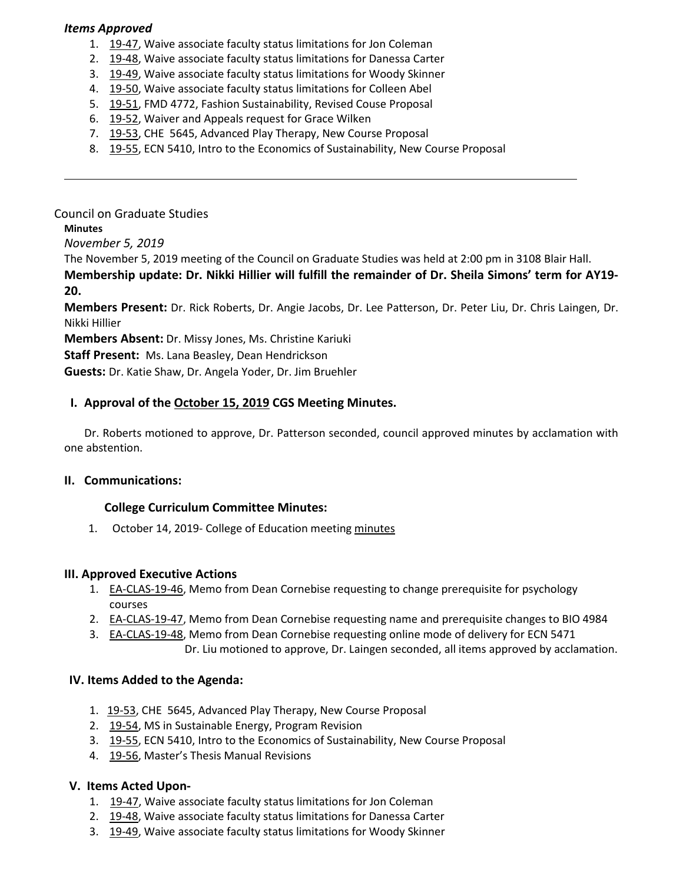***Items Approved***

1. 19-47, Waive associate faculty status limitations for Jon Coleman
2. 19-48, Waive associate faculty status limitations for Danessa Carter
3. 19-49, Waive associate faculty status limitations for Woody Skinner
4. 19-50, Waive associate faculty status limitations for Colleen Abel
5. 19-51, FMD 4772, Fashion Sustainability, Revised Couse Proposal
6. 19-52, Waiver and Appeals request for Grace Wilken
7. 19-53, CHE 5645, Advanced Play Therapy, New Course Proposal
8. 19-55, ECN 5410, Intro to the Economics of Sustainability, New Course Proposal

---

Council on Graduate Studies

**Minutes**

*November 5, 2019*

The November 5, 2019 meeting of the Council on Graduate Studies was held at 2:00 pm in 3108 Blair Hall.

**Membership update: Dr. Nikki Hillier will fulfill the remainder of Dr. Sheila Simons' term for AY19-20.**

**Members Present:** Dr. Rick Roberts, Dr. Angie Jacobs, Dr. Lee Patterson, Dr. Peter Liu, Dr. Chris Laingen, Dr. Nikki Hillier

**Members Absent:** Dr. Missy Jones, Ms. Christine Kariuki

**Staff Present:** Ms. Lana Beasley, Dean Hendrickson

**Guests:** Dr. Katie Shaw, Dr. Angela Yoder, Dr. Jim Bruehler

## I. Approval of the October 15, 2019 CGS Meeting Minutes.

Dr. Roberts motioned to approve, Dr. Patterson seconded, council approved minutes by acclamation with one abstention.

## II. Communications:

### College Curriculum Committee Minutes:

1. October 14, 2019- College of Education meeting minutes

## III. Approved Executive Actions

1. EA-CLAS-19-46, Memo from Dean Cornebise requesting to change prerequisite for psychology courses
2. EA-CLAS-19-47, Memo from Dean Cornebise requesting name and prerequisite changes to BIO 4984
3. EA-CLAS-19-48, Memo from Dean Cornebise requesting online mode of delivery for ECN 5471

Dr. Liu motioned to approve, Dr. Laingen seconded, all items approved by acclamation.

## IV. Items Added to the Agenda:

1. 19-53, CHE 5645, Advanced Play Therapy, New Course Proposal
2. 19-54, MS in Sustainable Energy, Program Revision
3. 19-55, ECN 5410, Intro to the Economics of Sustainability, New Course Proposal
4. 19-56, Master's Thesis Manual Revisions

## V. Items Acted Upon-

1. 19-47, Waive associate faculty status limitations for Jon Coleman
2. 19-48, Waive associate faculty status limitations for Danessa Carter
3. 19-49, Waive associate faculty status limitations for Woody Skinner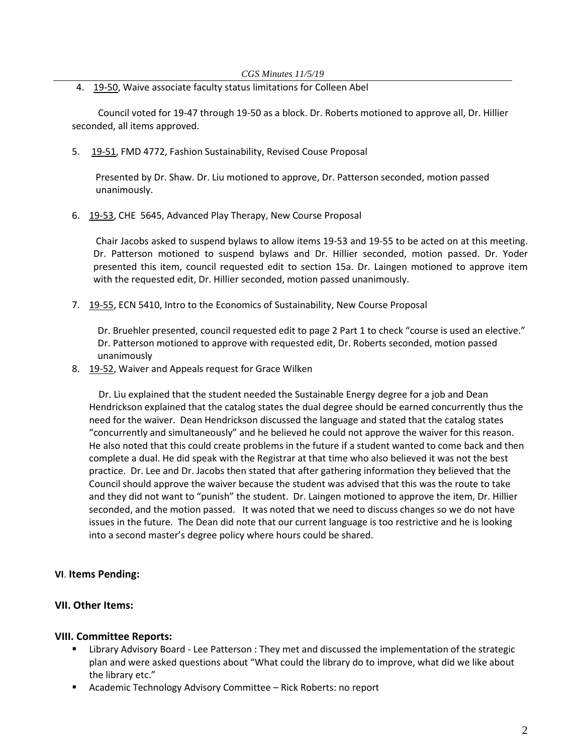4. 19-50, Waive associate faculty status limitations for Colleen Abel

Council voted for 19-47 through 19-50 as a block. Dr. Roberts motioned to approve all, Dr. Hillier seconded, all items approved.

5. 19-51, FMD 4772, Fashion Sustainability, Revised Couse Proposal

   Presented by Dr. Shaw. Dr. Liu motioned to approve, Dr. Patterson seconded, motion passed unanimously.

6. 19-53, CHE 5645, Advanced Play Therapy, New Course Proposal

   Chair Jacobs asked to suspend bylaws to allow items 19-53 and 19-55 to be acted on at this meeting. Dr. Patterson motioned to suspend bylaws and Dr. Hillier seconded, motion passed. Dr. Yoder presented this item, council requested edit to section 15a. Dr. Laingen motioned to approve item with the requested edit, Dr. Hillier seconded, motion passed unanimously.

7. 19-55, ECN 5410, Intro to the Economics of Sustainability, New Course Proposal

   Dr. Bruehler presented, council requested edit to page 2 Part 1 to check "course is used an elective." Dr. Patterson motioned to approve with requested edit, Dr. Roberts seconded, motion passed unanimously

8. 19-52, Waiver and Appeals request for Grace Wilken

   Dr. Liu explained that the student needed the Sustainable Energy degree for a job and Dean Hendrickson explained that the catalog states the dual degree should be earned concurrently thus the need for the waiver. Dean Hendrickson discussed the language and stated that the catalog states "concurrently and simultaneously" and he believed he could not approve the waiver for this reason. He also noted that this could create problems in the future if a student wanted to come back and then complete a dual. He did speak with the Registrar at that time who also believed it was not the best practice. Dr. Lee and Dr. Jacobs then stated that after gathering information they believed that the Council should approve the waiver because the student was advised that this was the route to take and they did not want to "punish" the student. Dr. Laingen motioned to approve the item, Dr. Hillier seconded, and the motion passed. It was noted that we need to discuss changes so we do not have issues in the future. The Dean did note that our current language is too restrictive and he is looking into a second master's degree policy where hours could be shared.

## VI. Items Pending:

## VII. Other Items:

## VIII. Committee Reports:

- Library Advisory Board - Lee Patterson : They met and discussed the implementation of the strategic plan and were asked questions about "What could the library do to improve, what did we like about the library etc."
- Academic Technology Advisory Committee – Rick Roberts: no report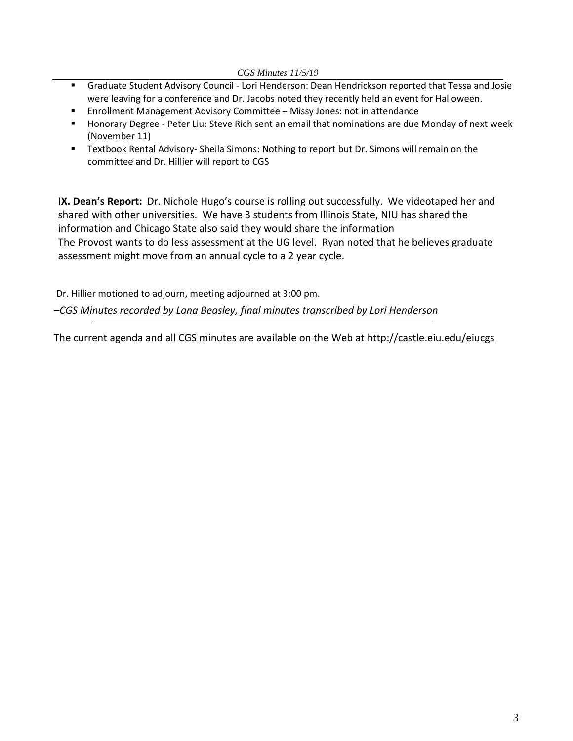- Graduate Student Advisory Council - Lori Henderson: Dean Hendrickson reported that Tessa and Josie were leaving for a conference and Dr. Jacobs noted they recently held an event for Halloween.
- Enrollment Management Advisory Committee – Missy Jones: not in attendance
- Honorary Degree - Peter Liu: Steve Rich sent an email that nominations are due Monday of next week (November 11)
- Textbook Rental Advisory- Sheila Simons: Nothing to report but Dr. Simons will remain on the committee and Dr. Hillier will report to CGS

**IX. Dean's Report:** Dr. Nichole Hugo's course is rolling out successfully. We videotaped her and shared with other universities. We have 3 students from Illinois State, NIU has shared the information and Chicago State also said they would share the information
The Provost wants to do less assessment at the UG level. Ryan noted that he believes graduate assessment might move from an annual cycle to a 2 year cycle.

Dr. Hillier motioned to adjourn, meeting adjourned at 3:00 pm.

*–CGS Minutes recorded by Lana Beasley, final minutes transcribed by Lori Henderson*

---

The current agenda and all CGS minutes are available on the Web at http://castle.eiu.edu/eiucgs